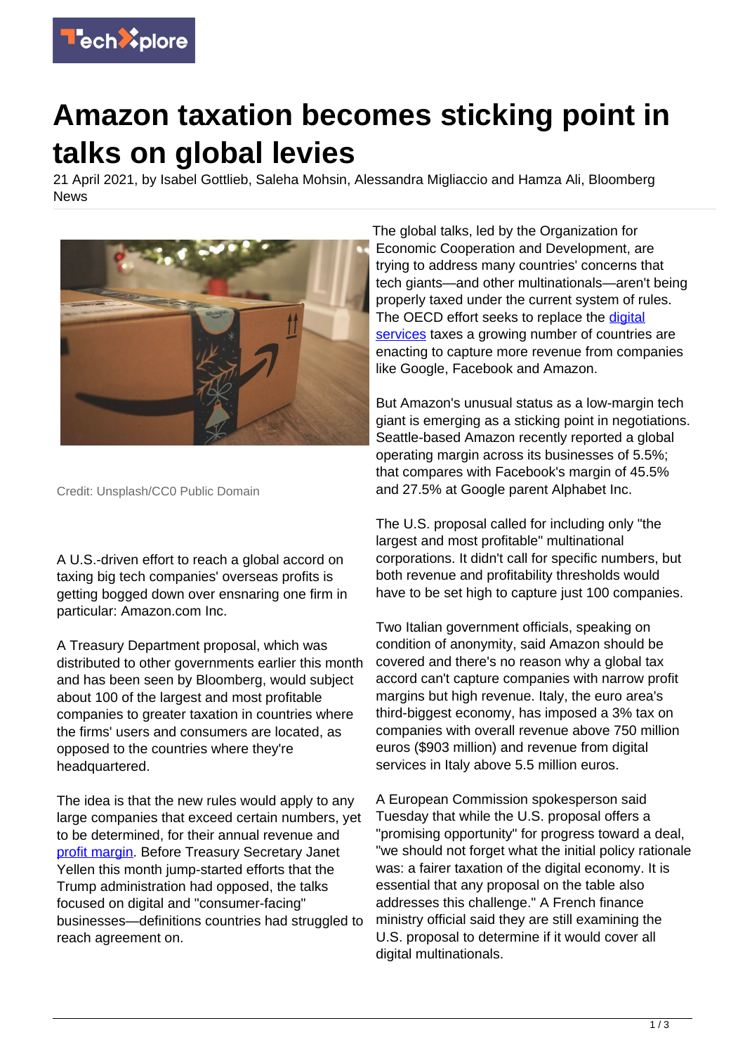# Amazon taxation becomes sticking point in talks on global levies

21 April 2021, by Isabel Gottlieb, Saleha Mohsin, Alessandra Migliaccio and Hamza Ali, Bloomberg News

Credit: Unsplash/CC0 Public Domain

A U.S.-driven effort to reach a global accord on taxing big tech companies' overseas profits is getting bogged down over ensnaring one firm in particular: Amazon.com Inc.

A Treasury Department proposal, which was distributed to other governments earlier this month and has been seen by Bloomberg, would subject about 100 of the largest and most profitable companies to greater taxation in countries where the firms' users and consumers are located, as opposed to the countries where they're headquartered.

The idea is that the new rules would apply to any large companies that exceed certain numbers, yet to be determined, for their annual revenue and profit margin. Before Treasury Secretary Janet Yellen this month jump-started efforts that the Trump administration had opposed, the talks focused on digital and "consumer-facing" businesses—definitions countries had struggled to reach agreement on.

The global talks, led by the Organization for Economic Cooperation and Development, are trying to address many countries' concerns that tech giants—and other multinationals—aren't being properly taxed under the current system of rules. The OECD effort seeks to replace the digital services taxes a growing number of countries are enacting to capture more revenue from companies like Google, Facebook and Amazon.

But Amazon's unusual status as a low-margin tech giant is emerging as a sticking point in negotiations. Seattle-based Amazon recently reported a global operating margin across its businesses of 5.5%; that compares with Facebook's margin of 45.5% and 27.5% at Google parent Alphabet Inc.

The U.S. proposal called for including only "the largest and most profitable" multinational corporations. It didn't call for specific numbers, but both revenue and profitability thresholds would have to be set high to capture just 100 companies.

Two Italian government officials, speaking on condition of anonymity, said Amazon should be covered and there's no reason why a global tax accord can't capture companies with narrow profit margins but high revenue. Italy, the euro area's third-biggest economy, has imposed a 3% tax on companies with overall revenue above 750 million euros ($903 million) and revenue from digital services in Italy above 5.5 million euros.

A European Commission spokesperson said Tuesday that while the U.S. proposal offers a "promising opportunity" for progress toward a deal, "we should not forget what the initial policy rationale was: a fairer taxation of the digital economy. It is essential that any proposal on the table also addresses this challenge." A French finance ministry official said they are still examining the U.S. proposal to determine if it would cover all digital multinationals.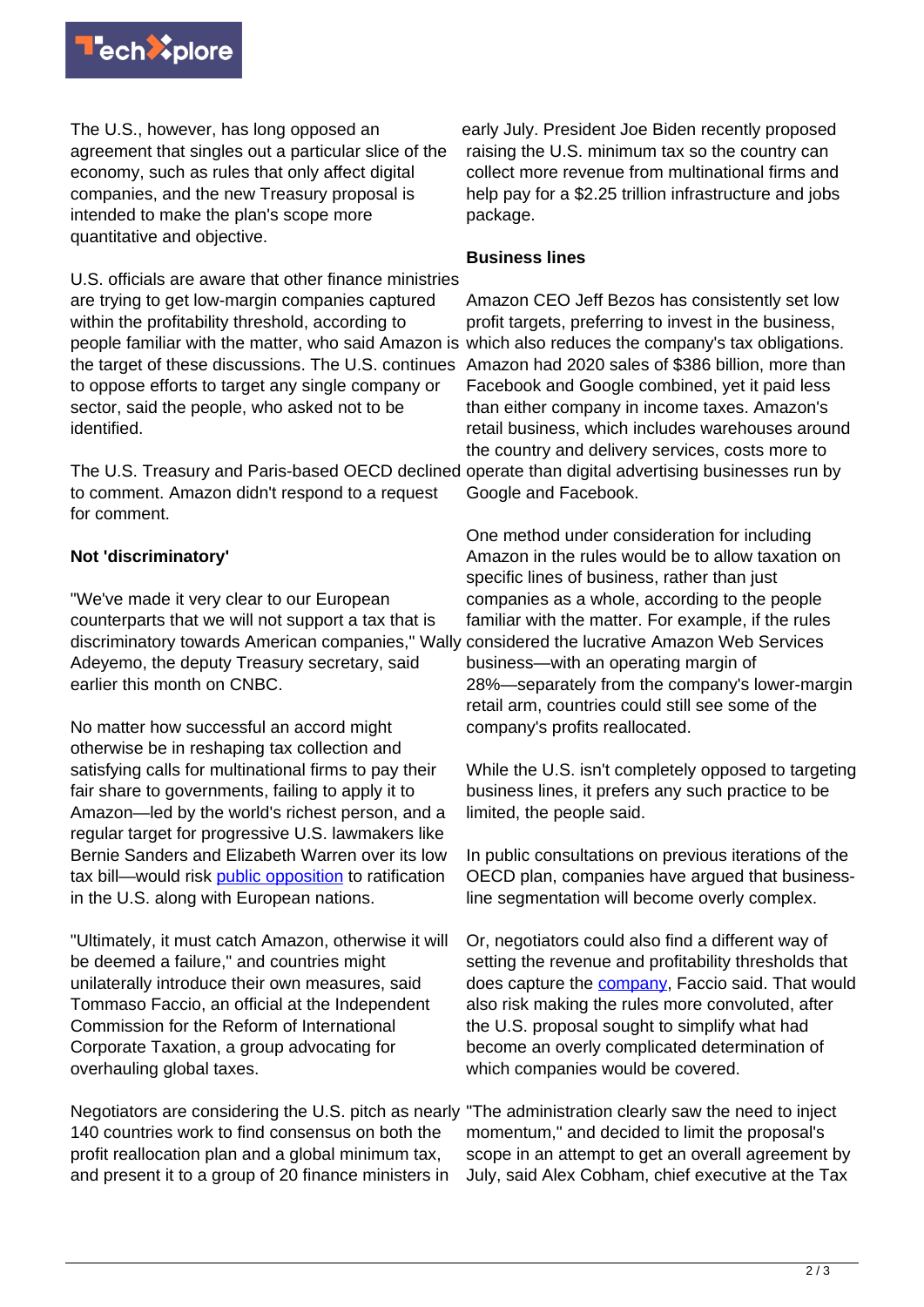The U.S., however, has long opposed an agreement that singles out a particular slice of the economy, such as rules that only affect digital companies, and the new Treasury proposal is intended to make the plan's scope more quantitative and objective.

U.S. officials are aware that other finance ministries are trying to get low-margin companies captured within the profitability threshold, according to people familiar with the matter, who said Amazon is the target of these discussions. The U.S. continues to oppose efforts to target any single company or sector, said the people, who asked not to be identified.

The U.S. Treasury and Paris-based OECD declined to comment. Amazon didn't respond to a request for comment.

**Not 'discriminatory'**

"We've made it very clear to our European counterparts that we will not support a tax that is discriminatory towards American companies," Wally Adeyemo, the deputy Treasury secretary, said earlier this month on CNBC.

No matter how successful an accord might otherwise be in reshaping tax collection and satisfying calls for multinational firms to pay their fair share to governments, failing to apply it to Amazon—led by the world's richest person, and a regular target for progressive U.S. lawmakers like Bernie Sanders and Elizabeth Warren over its low tax bill—would risk public opposition to ratification in the U.S. along with European nations.

"Ultimately, it must catch Amazon, otherwise it will be deemed a failure," and countries might unilaterally introduce their own measures, said Tommaso Faccio, an official at the Independent Commission for the Reform of International Corporate Taxation, a group advocating for overhauling global taxes.

Negotiators are considering the U.S. pitch as nearly 140 countries work to find consensus on both the profit reallocation plan and a global minimum tax, and present it to a group of 20 finance ministers in early July. President Joe Biden recently proposed raising the U.S. minimum tax so the country can collect more revenue from multinational firms and help pay for a $2.25 trillion infrastructure and jobs package.

**Business lines**

Amazon CEO Jeff Bezos has consistently set low profit targets, preferring to invest in the business, which also reduces the company's tax obligations. Amazon had 2020 sales of $386 billion, more than Facebook and Google combined, yet it paid less than either company in income taxes. Amazon's retail business, which includes warehouses around the country and delivery services, costs more to operate than digital advertising businesses run by Google and Facebook.

One method under consideration for including Amazon in the rules would be to allow taxation on specific lines of business, rather than just companies as a whole, according to the people familiar with the matter. For example, if the rules considered the lucrative Amazon Web Services business—with an operating margin of 28%—separately from the company's lower-margin retail arm, countries could still see some of the company's profits reallocated.

While the U.S. isn't completely opposed to targeting business lines, it prefers any such practice to be limited, the people said.

In public consultations on previous iterations of the OECD plan, companies have argued that business-line segmentation will become overly complex.

Or, negotiators could also find a different way of setting the revenue and profitability thresholds that does capture the company, Faccio said. That would also risk making the rules more convoluted, after the U.S. proposal sought to simplify what had become an overly complicated determination of which companies would be covered.

"The administration clearly saw the need to inject momentum," and decided to limit the proposal's scope in an attempt to get an overall agreement by July, said Alex Cobham, chief executive at the Tax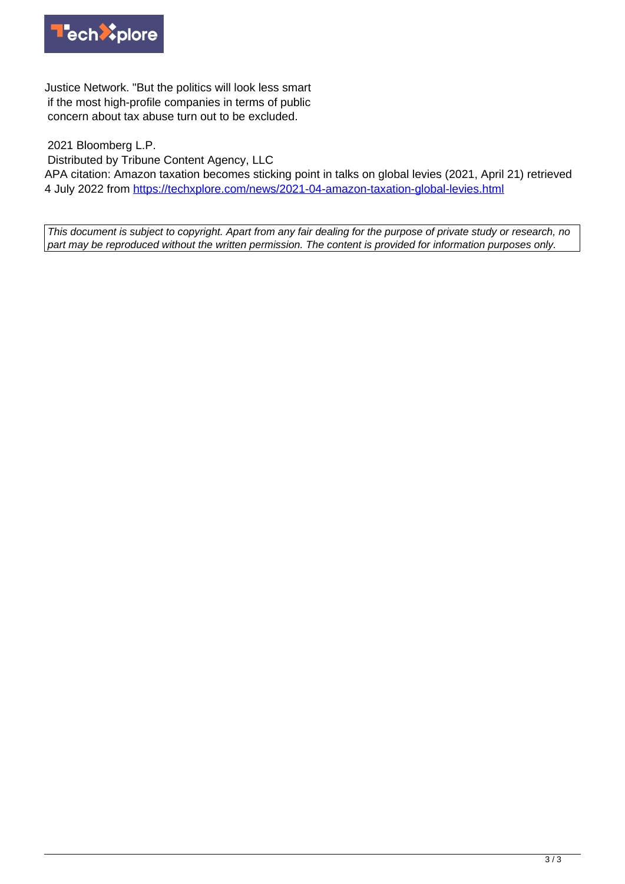Justice Network. "But the politics will look less smart if the most high-profile companies in terms of public concern about tax abuse turn out to be excluded.

2021 Bloomberg L.P.
Distributed by Tribune Content Agency, LLC

APA citation: Amazon taxation becomes sticking point in talks on global levies (2021, April 21) retrieved 4 July 2022 from https://techxplore.com/news/2021-04-amazon-taxation-global-levies.html

*This document is subject to copyright. Apart from any fair dealing for the purpose of private study or research, no part may be reproduced without the written permission. The content is provided for information purposes only.*